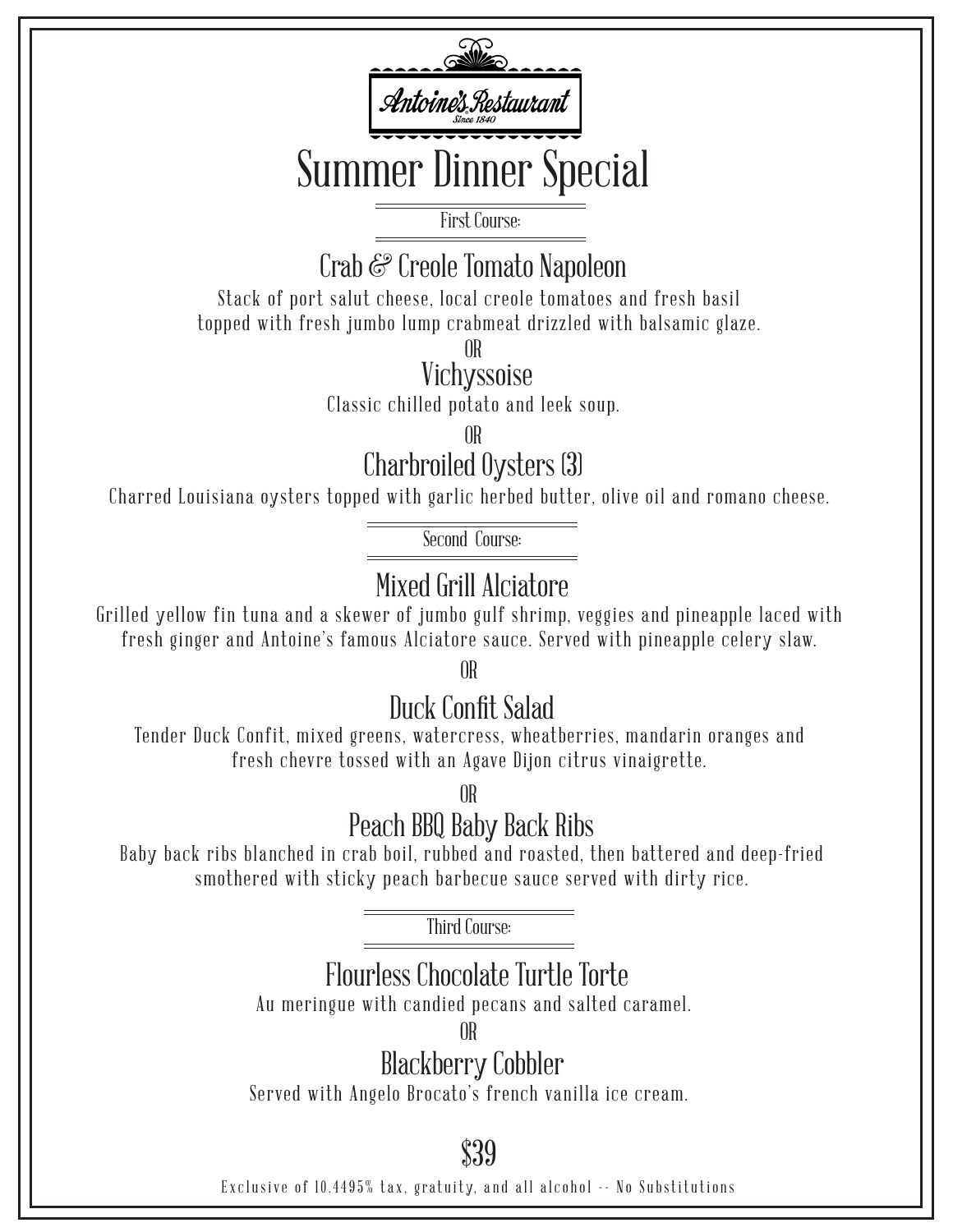Antoine's Restaurant

Since 1840

# Summer Dinner Special

### First Course:

## Crab & Creole Tomato Napoleon

Stack of port salut cheese, local creole tomatoes and fresh basil topped with fresh jumbo lump crabmeat drizzled with balsamic glaze.

OR

## Vichyssoise

Classic chilled potato and leek soup.

OR

## Charbroiled Oysters (3)

Charred Louisiana oysters topped with garlic herbed butter, olive oil and romano cheese.

### Second Course:

## Mixed Grill Alciatore

Grilled yellow fin tuna and a skewer of jumbo gulf shrimp, veggies and pineapple laced with fresh ginger and Antoine's famous Alciatore sauce. Served with pineapple celery slaw.

OR

## Duck Confit Salad

Tender Duck Confit, mixed greens, watercress, wheatberries, mandarin oranges and fresh chevre tossed with an Agave Dijon citrus vinaigrette.

OR

## Peach BBQ Baby Back Ribs

Baby back ribs blanched in crab boil, rubbed and roasted, then battered and deep-fried smothered with sticky peach barbecue sauce served with dirty rice.

### Third Course:

## Flourless Chocolate Turtle Torte

Au meringue with candied pecans and salted caramel.

OR

## Blackberry Cobbler

Served with Angelo Brocato's french vanilla ice cream.

## $39

Exclusive of 10.4495% tax, gratuity, and all alcohol -- No Substitutions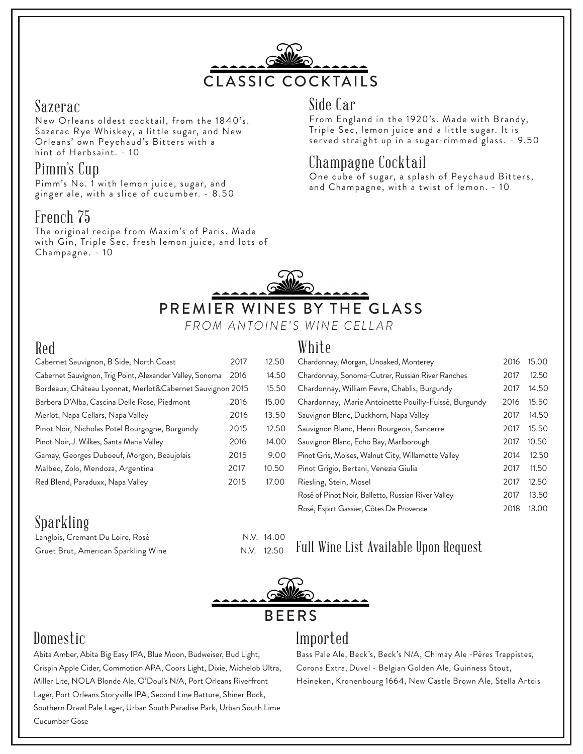# CLASSIC COCKTAILS

## Sazerac

New Orleans oldest cocktail, from the 1840's. Sazerac Rye Whiskey, a little sugar, and New Orleans' own Peychaud's Bitters with a hint of Herbsaint. - 10

## Pimm's Cup

Pimm's No. 1 with lemon juice, sugar, and ginger ale, with a slice of cucumber. - 8.50

## French 75

The original recipe from Maxim's of Paris. Made with Gin, Triple Sec, fresh lemon juice, and lots of Champagne. - 10

## Side Car

From England in the 1920's. Made with Brandy, Triple Sec, lemon juice and a little sugar. It is served straight up in a sugar-rimmed glass. - 9.50

## Champagne Cocktail

One cube of sugar, a splash of Peychaud Bitters, and Champagne, with a twist of lemon. - 10

# PREMIER WINES BY THE GLASS

*FROM ANTOINE'S WINE CELLAR*

## Red

| | | |
|---|---|---|
| Cabernet Sauvignon, B Side, North Coast | 2017 | 12.50 |
| Cabernet Sauvignon, Trig Point, Alexander Valley, Sonoma | 2016 | 14.50 |
| Bordeaux, Château Lyonnat, Merlot&Cabernet Sauvignon | 2015 | 15.50 |
| Barbera D'Alba, Cascina Delle Rose, Piedmont | 2016 | 15.00 |
| Merlot, Napa Cellars, Napa Valley | 2016 | 13.50 |
| Pinot Noir, Nicholas Potel Bourgogne, Burgundy | 2015 | 12.50 |
| Pinot Noir, J. Wilkes, Santa Maria Valley | 2016 | 14.00 |
| Gamay, Georges Duboeuf, Morgon, Beaujolais | 2015 | 9.00 |
| Malbec, Zolo, Mendoza, Argentina | 2017 | 10.50 |
| Red Blend, Paraduxx, Napa Valley | 2015 | 17.00 |

## White

| | | |
|---|---|---|
| Chardonnay, Morgan, Unoaked, Monterey | 2016 | 15.00 |
| Chardonnay, Sonoma-Cutrer, Russian River Ranches | 2017 | 12.50 |
| Chardonnay, William Fevre, Chablis, Burgundy | 2017 | 14.50 |
| Chardonnay, Marie Antoinette Pouilly-Fuissé, Burgundy | 2016 | 15.50 |
| Sauvignon Blanc, Duckhorn, Napa Valley | 2017 | 14.50 |
| Sauvignon Blanc, Henri Bourgeois, Sancerre | 2017 | 15.50 |
| Sauvignon Blanc, Echo Bay, Marlborough | 2017 | 10.50 |
| Pinot Gris, Moises, Walnut City, Willamette Valley | 2014 | 12.50 |
| Pinot Grigio, Bertani, Venezia Giulia | 2017 | 11.50 |
| Riesling, Stein, Mosel | 2017 | 12.50 |
| Rosé of Pinot Noir, Balletto, Russian River Valley | 2017 | 13.50 |
| Rosé, Espirt Gassier, Côtes De Provence | 2018 | 13.00 |

## Sparkling

| | | |
|---|---|---|
| Langlois, Cremant Du Loire, Rosé | N.V. | 14.00 |
| Gruet Brut, American Sparkling Wine | N.V. | 12.50 |

Full Wine List Available Upon Request

# BEERS

## Domestic

Abita Amber, Abita Big Easy IPA, Blue Moon, Budweiser, Bud Light, Crispin Apple Cider, Commotion APA, Coors Light, Dixie, Michelob Ultra, Miller Lite, NOLA Blonde Ale, O'Doul's N/A, Port Orleans Riverfront Lager, Port Orleans Storyville IPA, Second Line Batture, Shiner Bock, Southern Drawl Pale Lager, Urban South Paradise Park, Urban South Lime Cucumber Gose

## Imported

Bass Pale Ale, Beck's, Beck's N/A, Chimay Ale -Pères Trappistes, Corona Extra, Duvel - Belgian Golden Ale, Guinness Stout, Heineken, Kronenbourg 1664, New Castle Brown Ale, Stella Artois